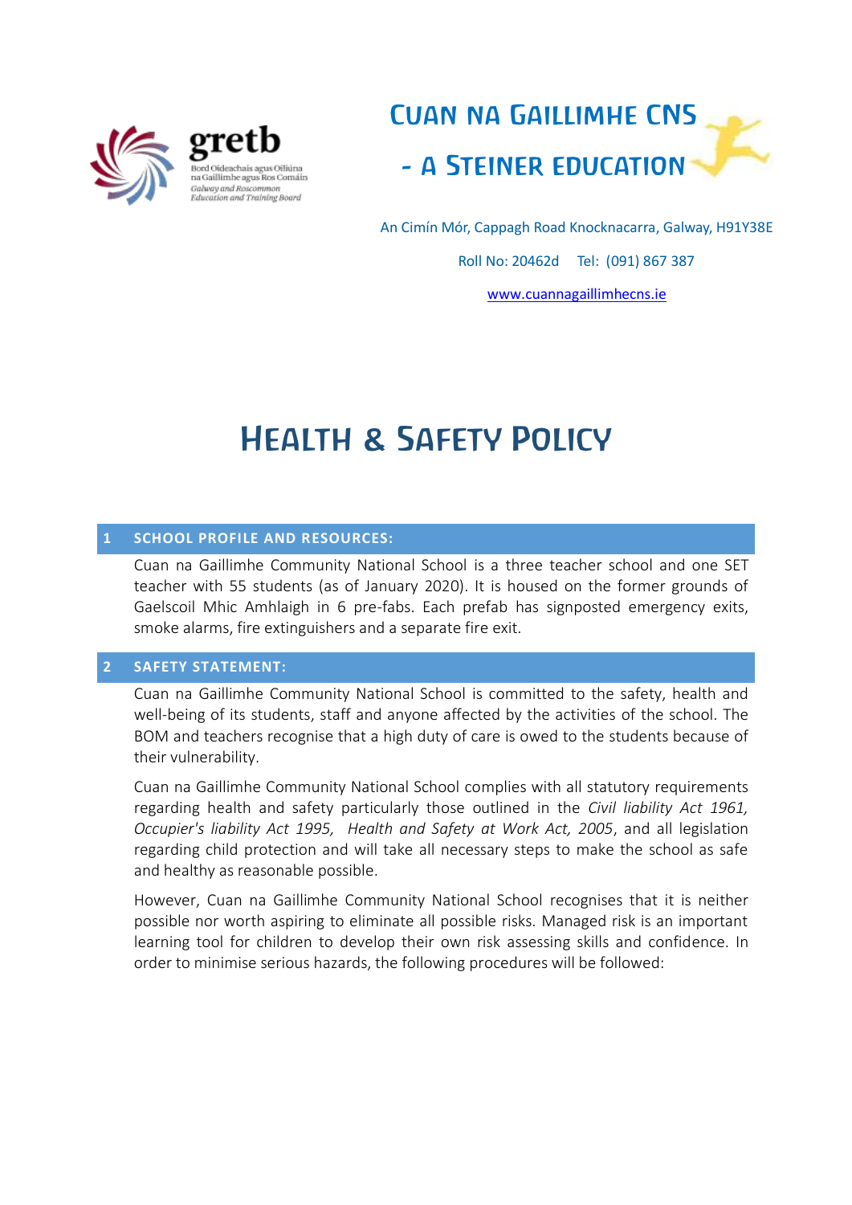gretb

Bord Oideachais agus Oiliúna na Gaillimhe agus Ros Comáin
*Galway and Roscommon Education and Training Board*

# Cuan na Gaillimhe CNS - A Steiner Education

An Cimín Mór, Cappagh Road Knocknacarra, Galway, H91Y38E

Roll No: 20462d Tel: (091) 867 387

www.cuannagaillimhecns.ie

# Health & Safety Policy

## 1 SCHOOL PROFILE AND RESOURCES:

Cuan na Gaillimhe Community National School is a three teacher school and one SET teacher with 55 students (as of January 2020). It is housed on the former grounds of Gaelscoil Mhic Amhlaigh in 6 pre-fabs. Each prefab has signposted emergency exits, smoke alarms, fire extinguishers and a separate fire exit.

## 2 SAFETY STATEMENT:

Cuan na Gaillimhe Community National School is committed to the safety, health and well-being of its students, staff and anyone affected by the activities of the school. The BOM and teachers recognise that a high duty of care is owed to the students because of their vulnerability.

Cuan na Gaillimhe Community National School complies with all statutory requirements regarding health and safety particularly those outlined in the *Civil liability Act 1961, Occupier's liability Act 1995, Health and Safety at Work Act, 2005*, and all legislation regarding child protection and will take all necessary steps to make the school as safe and healthy as reasonable possible.

However, Cuan na Gaillimhe Community National School recognises that it is neither possible nor worth aspiring to eliminate all possible risks. Managed risk is an important learning tool for children to develop their own risk assessing skills and confidence. In order to minimise serious hazards, the following procedures will be followed: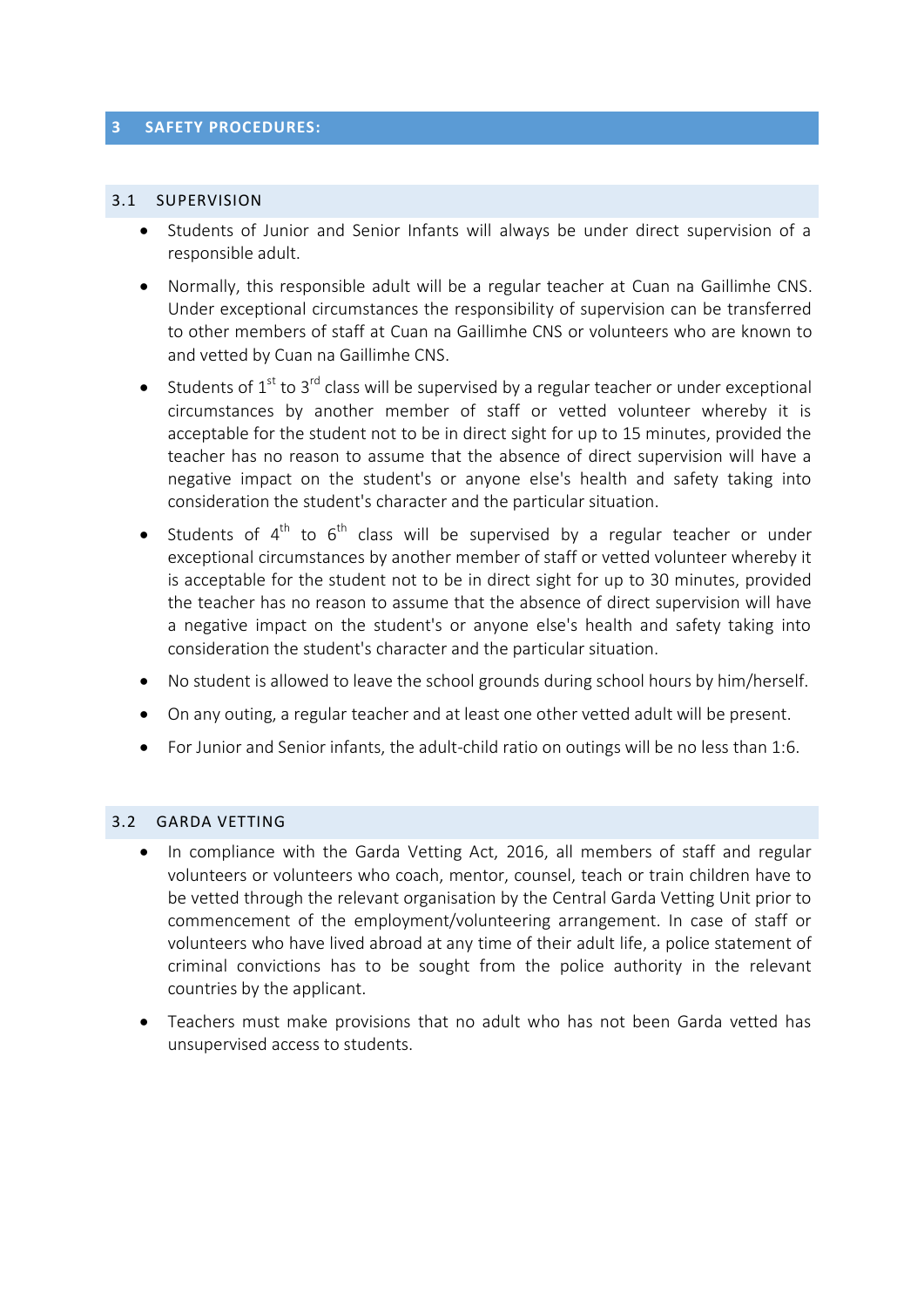## 3 SAFETY PROCEDURES:

### 3.1 SUPERVISION

- Students of Junior and Senior Infants will always be under direct supervision of a responsible adult.
- Normally, this responsible adult will be a regular teacher at Cuan na Gaillimhe CNS. Under exceptional circumstances the responsibility of supervision can be transferred to other members of staff at Cuan na Gaillimhe CNS or volunteers who are known to and vetted by Cuan na Gaillimhe CNS.
- Students of 1st to 3rd class will be supervised by a regular teacher or under exceptional circumstances by another member of staff or vetted volunteer whereby it is acceptable for the student not to be in direct sight for up to 15 minutes, provided the teacher has no reason to assume that the absence of direct supervision will have a negative impact on the student's or anyone else's health and safety taking into consideration the student's character and the particular situation.
- Students of 4th to 6th class will be supervised by a regular teacher or under exceptional circumstances by another member of staff or vetted volunteer whereby it is acceptable for the student not to be in direct sight for up to 30 minutes, provided the teacher has no reason to assume that the absence of direct supervision will have a negative impact on the student's or anyone else's health and safety taking into consideration the student's character and the particular situation.
- No student is allowed to leave the school grounds during school hours by him/herself.
- On any outing, a regular teacher and at least one other vetted adult will be present.
- For Junior and Senior infants, the adult-child ratio on outings will be no less than 1:6.

### 3.2 GARDA VETTING

- In compliance with the Garda Vetting Act, 2016, all members of staff and regular volunteers or volunteers who coach, mentor, counsel, teach or train children have to be vetted through the relevant organisation by the Central Garda Vetting Unit prior to commencement of the employment/volunteering arrangement. In case of staff or volunteers who have lived abroad at any time of their adult life, a police statement of criminal convictions has to be sought from the police authority in the relevant countries by the applicant.
- Teachers must make provisions that no adult who has not been Garda vetted has unsupervised access to students.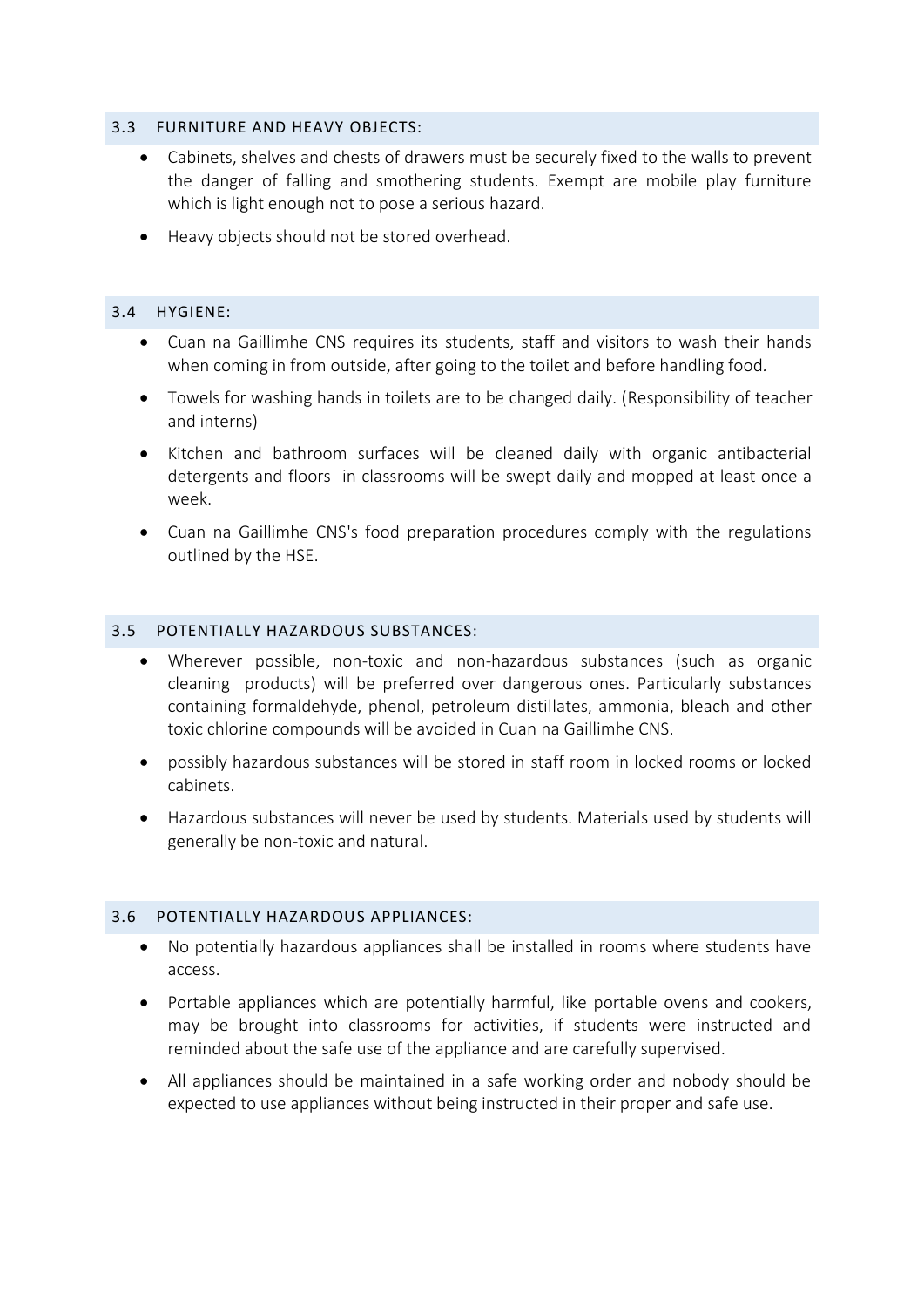### 3.3 FURNITURE AND HEAVY OBJECTS:

- Cabinets, shelves and chests of drawers must be securely fixed to the walls to prevent the danger of falling and smothering students. Exempt are mobile play furniture which is light enough not to pose a serious hazard.
- Heavy objects should not be stored overhead.

### 3.4 HYGIENE:

- Cuan na Gaillimhe CNS requires its students, staff and visitors to wash their hands when coming in from outside, after going to the toilet and before handling food.
- Towels for washing hands in toilets are to be changed daily. (Responsibility of teacher and interns)
- Kitchen and bathroom surfaces will be cleaned daily with organic antibacterial detergents and floors in classrooms will be swept daily and mopped at least once a week.
- Cuan na Gaillimhe CNS's food preparation procedures comply with the regulations outlined by the HSE.

### 3.5 POTENTIALLY HAZARDOUS SUBSTANCES:

- Wherever possible, non-toxic and non-hazardous substances (such as organic cleaning products) will be preferred over dangerous ones. Particularly substances containing formaldehyde, phenol, petroleum distillates, ammonia, bleach and other toxic chlorine compounds will be avoided in Cuan na Gaillimhe CNS.
- possibly hazardous substances will be stored in staff room in locked rooms or locked cabinets.
- Hazardous substances will never be used by students. Materials used by students will generally be non-toxic and natural.

### 3.6 POTENTIALLY HAZARDOUS APPLIANCES:

- No potentially hazardous appliances shall be installed in rooms where students have access.
- Portable appliances which are potentially harmful, like portable ovens and cookers, may be brought into classrooms for activities, if students were instructed and reminded about the safe use of the appliance and are carefully supervised.
- All appliances should be maintained in a safe working order and nobody should be expected to use appliances without being instructed in their proper and safe use.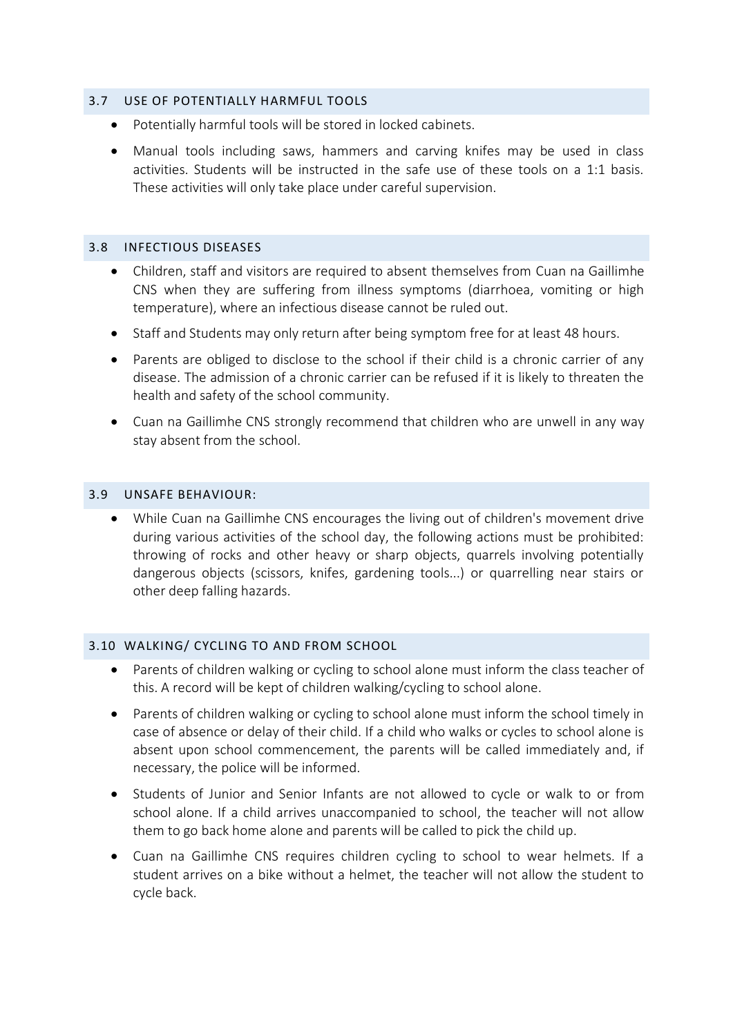### 3.7 USE OF POTENTIALLY HARMFUL TOOLS

- Potentially harmful tools will be stored in locked cabinets.
- Manual tools including saws, hammers and carving knifes may be used in class activities. Students will be instructed in the safe use of these tools on a 1:1 basis. These activities will only take place under careful supervision.

### 3.8 INFECTIOUS DISEASES

- Children, staff and visitors are required to absent themselves from Cuan na Gaillimhe CNS when they are suffering from illness symptoms (diarrhoea, vomiting or high temperature), where an infectious disease cannot be ruled out.
- Staff and Students may only return after being symptom free for at least 48 hours.
- Parents are obliged to disclose to the school if their child is a chronic carrier of any disease. The admission of a chronic carrier can be refused if it is likely to threaten the health and safety of the school community.
- Cuan na Gaillimhe CNS strongly recommend that children who are unwell in any way stay absent from the school.

### 3.9 UNSAFE BEHAVIOUR:

- While Cuan na Gaillimhe CNS encourages the living out of children's movement drive during various activities of the school day, the following actions must be prohibited: throwing of rocks and other heavy or sharp objects, quarrels involving potentially dangerous objects (scissors, knifes, gardening tools...) or quarrelling near stairs or other deep falling hazards.

### 3.10 WALKING/ CYCLING TO AND FROM SCHOOL

- Parents of children walking or cycling to school alone must inform the class teacher of this. A record will be kept of children walking/cycling to school alone.
- Parents of children walking or cycling to school alone must inform the school timely in case of absence or delay of their child. If a child who walks or cycles to school alone is absent upon school commencement, the parents will be called immediately and, if necessary, the police will be informed.
- Students of Junior and Senior Infants are not allowed to cycle or walk to or from school alone. If a child arrives unaccompanied to school, the teacher will not allow them to go back home alone and parents will be called to pick the child up.
- Cuan na Gaillimhe CNS requires children cycling to school to wear helmets. If a student arrives on a bike without a helmet, the teacher will not allow the student to cycle back.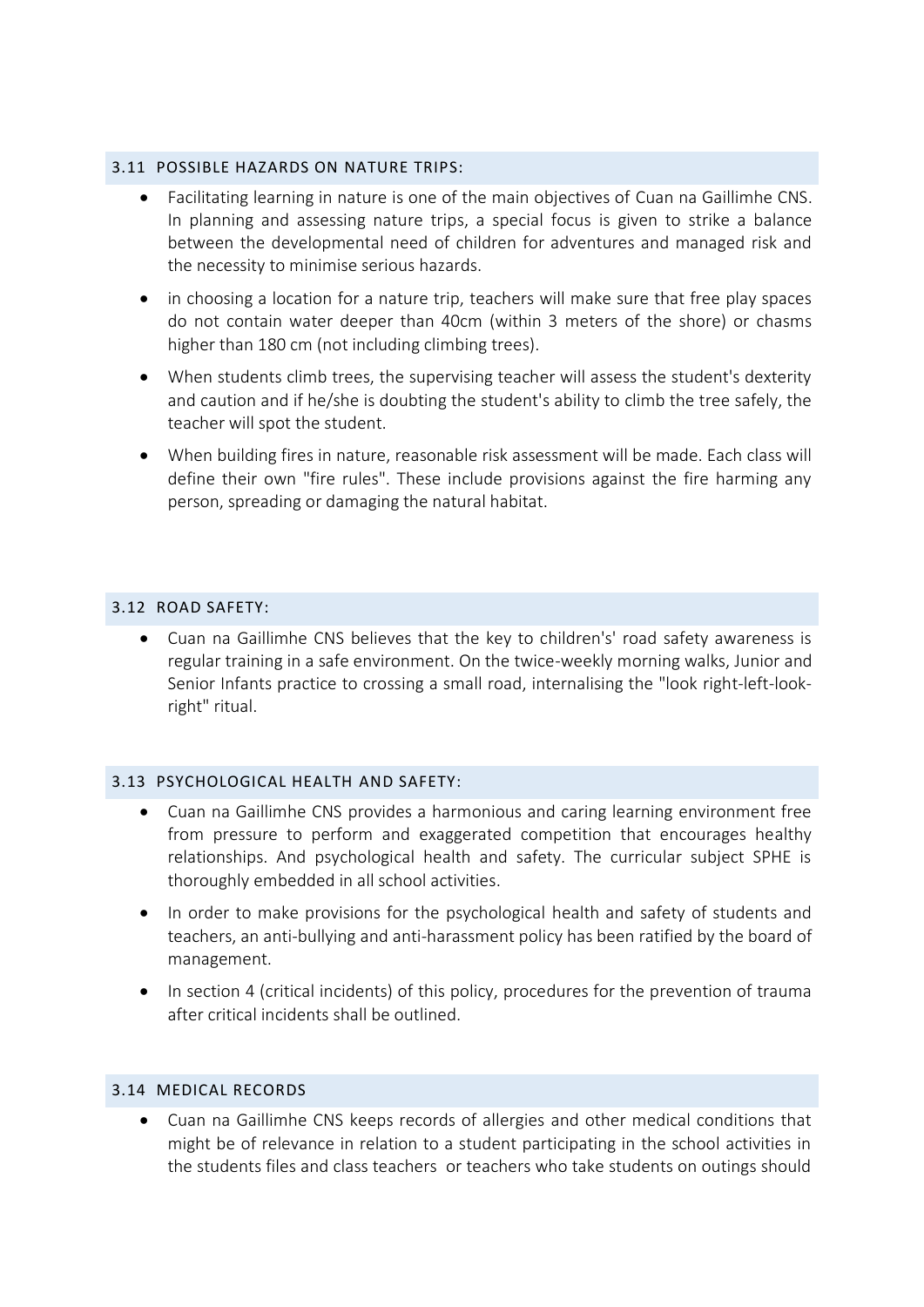### 3.11 POSSIBLE HAZARDS ON NATURE TRIPS:

- Facilitating learning in nature is one of the main objectives of Cuan na Gaillimhe CNS. In planning and assessing nature trips, a special focus is given to strike a balance between the developmental need of children for adventures and managed risk and the necessity to minimise serious hazards.
- in choosing a location for a nature trip, teachers will make sure that free play spaces do not contain water deeper than 40cm (within 3 meters of the shore) or chasms higher than 180 cm (not including climbing trees).
- When students climb trees, the supervising teacher will assess the student's dexterity and caution and if he/she is doubting the student's ability to climb the tree safely, the teacher will spot the student.
- When building fires in nature, reasonable risk assessment will be made. Each class will define their own "fire rules". These include provisions against the fire harming any person, spreading or damaging the natural habitat.

### 3.12 ROAD SAFETY:

- Cuan na Gaillimhe CNS believes that the key to children's' road safety awareness is regular training in a safe environment. On the twice-weekly morning walks, Junior and Senior Infants practice to crossing a small road, internalising the "look right-left-look-right" ritual.

### 3.13 PSYCHOLOGICAL HEALTH AND SAFETY:

- Cuan na Gaillimhe CNS provides a harmonious and caring learning environment free from pressure to perform and exaggerated competition that encourages healthy relationships. And psychological health and safety. The curricular subject SPHE is thoroughly embedded in all school activities.
- In order to make provisions for the psychological health and safety of students and teachers, an anti-bullying and anti-harassment policy has been ratified by the board of management.
- In section 4 (critical incidents) of this policy, procedures for the prevention of trauma after critical incidents shall be outlined.

### 3.14 MEDICAL RECORDS

- Cuan na Gaillimhe CNS keeps records of allergies and other medical conditions that might be of relevance in relation to a student participating in the school activities in the students files and class teachers or teachers who take students on outings should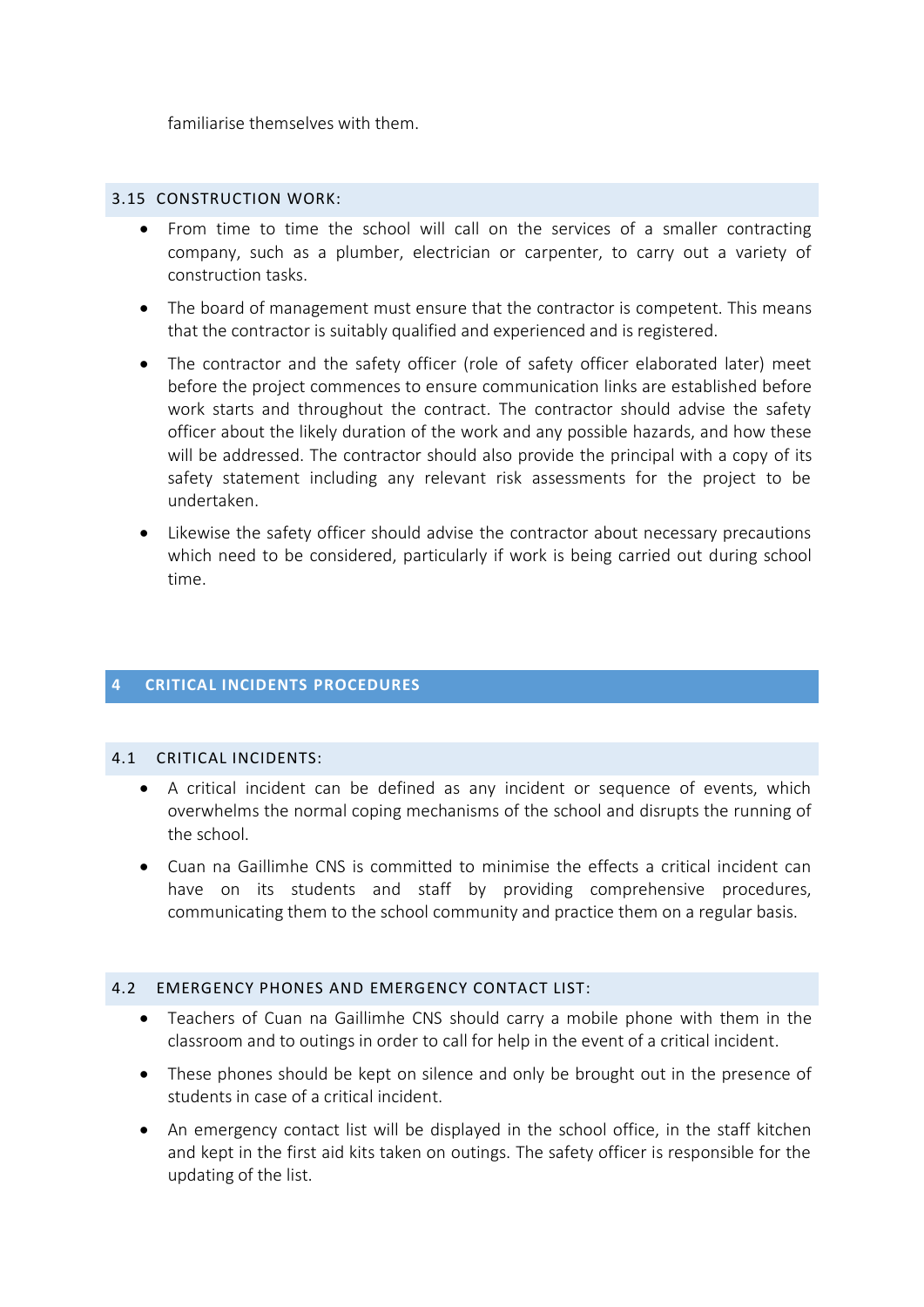familiarise themselves with them.

### 3.15 CONSTRUCTION WORK:

- From time to time the school will call on the services of a smaller contracting company, such as a plumber, electrician or carpenter, to carry out a variety of construction tasks.
- The board of management must ensure that the contractor is competent. This means that the contractor is suitably qualified and experienced and is registered.
- The contractor and the safety officer (role of safety officer elaborated later) meet before the project commences to ensure communication links are established before work starts and throughout the contract. The contractor should advise the safety officer about the likely duration of the work and any possible hazards, and how these will be addressed. The contractor should also provide the principal with a copy of its safety statement including any relevant risk assessments for the project to be undertaken.
- Likewise the safety officer should advise the contractor about necessary precautions which need to be considered, particularly if work is being carried out during school time.

## 4 CRITICAL INCIDENTS PROCEDURES

### 4.1 CRITICAL INCIDENTS:

- A critical incident can be defined as any incident or sequence of events, which overwhelms the normal coping mechanisms of the school and disrupts the running of the school.
- Cuan na Gaillimhe CNS is committed to minimise the effects a critical incident can have on its students and staff by providing comprehensive procedures, communicating them to the school community and practice them on a regular basis.

### 4.2 EMERGENCY PHONES AND EMERGENCY CONTACT LIST:

- Teachers of Cuan na Gaillimhe CNS should carry a mobile phone with them in the classroom and to outings in order to call for help in the event of a critical incident.
- These phones should be kept on silence and only be brought out in the presence of students in case of a critical incident.
- An emergency contact list will be displayed in the school office, in the staff kitchen and kept in the first aid kits taken on outings. The safety officer is responsible for the updating of the list.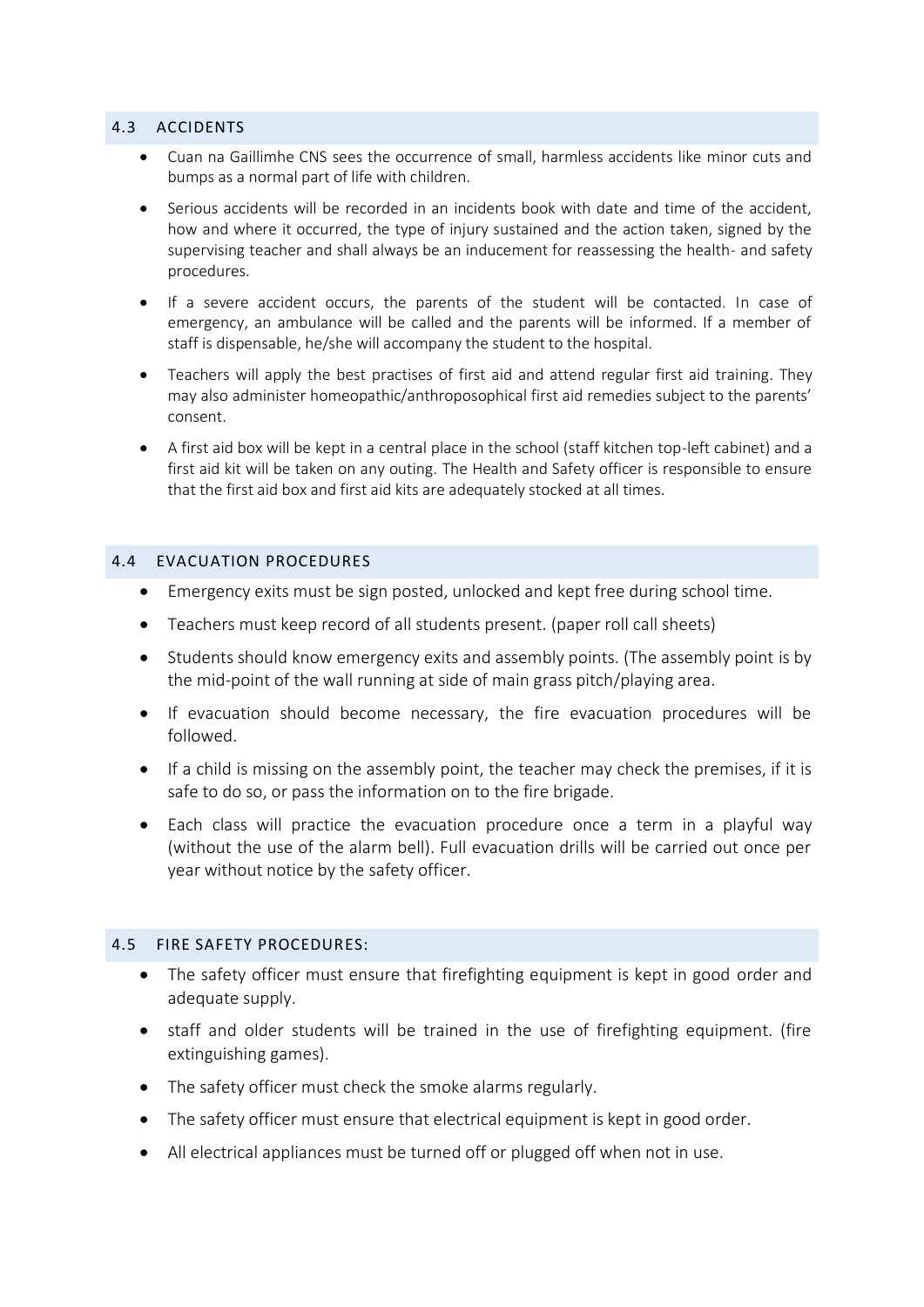## 4.3 ACCIDENTS

- Cuan na Gaillimhe CNS sees the occurrence of small, harmless accidents like minor cuts and bumps as a normal part of life with children.
- Serious accidents will be recorded in an incidents book with date and time of the accident, how and where it occurred, the type of injury sustained and the action taken, signed by the supervising teacher and shall always be an inducement for reassessing the health- and safety procedures.
- If a severe accident occurs, the parents of the student will be contacted. In case of emergency, an ambulance will be called and the parents will be informed. If a member of staff is dispensable, he/she will accompany the student to the hospital.
- Teachers will apply the best practises of first aid and attend regular first aid training. They may also administer homeopathic/anthroposophical first aid remedies subject to the parents' consent.
- A first aid box will be kept in a central place in the school (staff kitchen top-left cabinet) and a first aid kit will be taken on any outing. The Health and Safety officer is responsible to ensure that the first aid box and first aid kits are adequately stocked at all times.

## 4.4 EVACUATION PROCEDURES

- Emergency exits must be sign posted, unlocked and kept free during school time.
- Teachers must keep record of all students present. (paper roll call sheets)
- Students should know emergency exits and assembly points. (The assembly point is by the mid-point of the wall running at side of main grass pitch/playing area.
- If evacuation should become necessary, the fire evacuation procedures will be followed.
- If a child is missing on the assembly point, the teacher may check the premises, if it is safe to do so, or pass the information on to the fire brigade.
- Each class will practice the evacuation procedure once a term in a playful way (without the use of the alarm bell). Full evacuation drills will be carried out once per year without notice by the safety officer.

## 4.5 FIRE SAFETY PROCEDURES:

- The safety officer must ensure that firefighting equipment is kept in good order and adequate supply.
- staff and older students will be trained in the use of firefighting equipment. (fire extinguishing games).
- The safety officer must check the smoke alarms regularly.
- The safety officer must ensure that electrical equipment is kept in good order.
- All electrical appliances must be turned off or plugged off when not in use.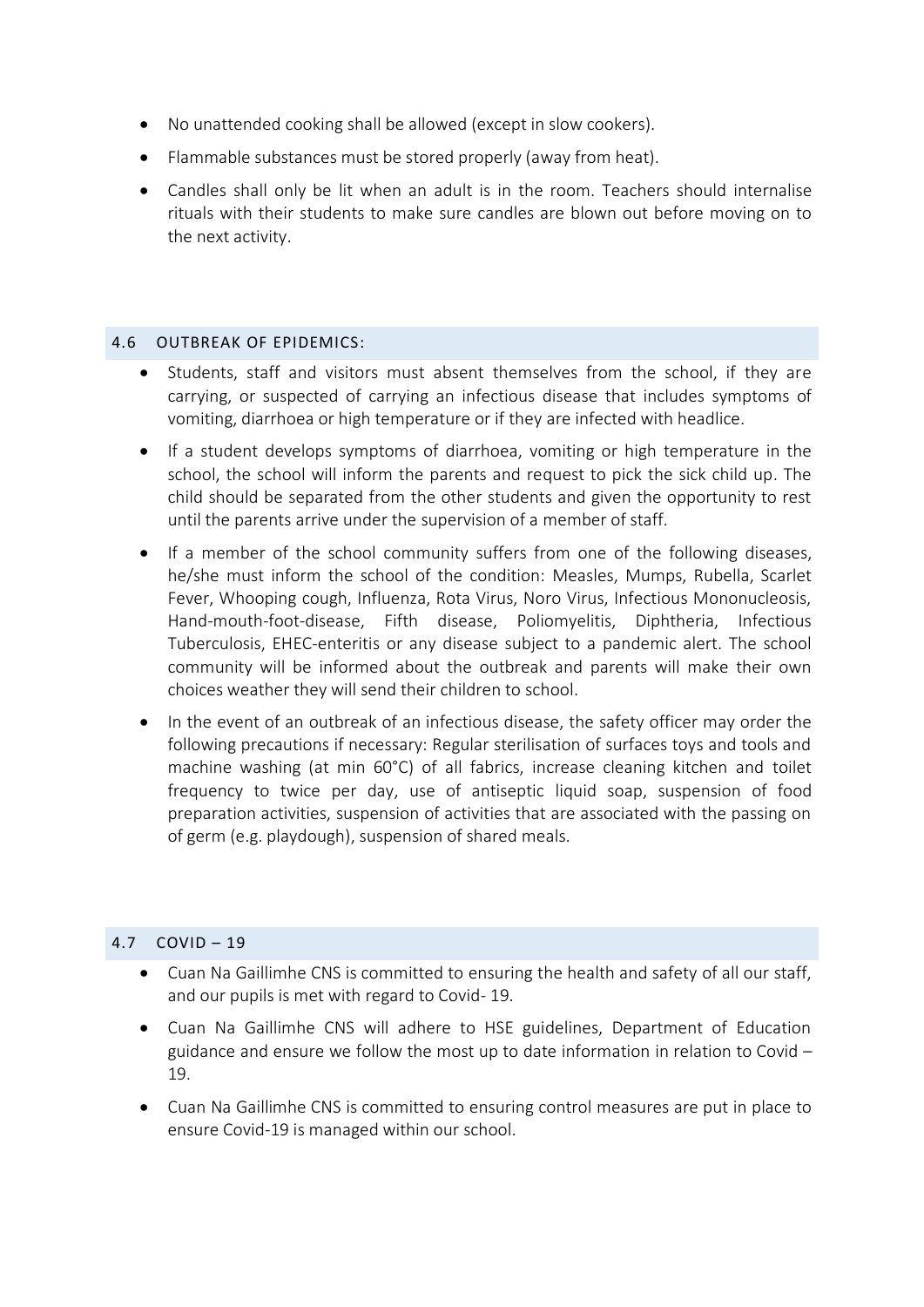- No unattended cooking shall be allowed (except in slow cookers).
- Flammable substances must be stored properly (away from heat).
- Candles shall only be lit when an adult is in the room. Teachers should internalise rituals with their students to make sure candles are blown out before moving on to the next activity.

## 4.6 OUTBREAK OF EPIDEMICS:

- Students, staff and visitors must absent themselves from the school, if they are carrying, or suspected of carrying an infectious disease that includes symptoms of vomiting, diarrhoea or high temperature or if they are infected with headlice.
- If a student develops symptoms of diarrhoea, vomiting or high temperature in the school, the school will inform the parents and request to pick the sick child up. The child should be separated from the other students and given the opportunity to rest until the parents arrive under the supervision of a member of staff.
- If a member of the school community suffers from one of the following diseases, he/she must inform the school of the condition: Measles, Mumps, Rubella, Scarlet Fever, Whooping cough, Influenza, Rota Virus, Noro Virus, Infectious Mononucleosis, Hand-mouth-foot-disease, Fifth disease, Poliomyelitis, Diphtheria, Infectious Tuberculosis, EHEC-enteritis or any disease subject to a pandemic alert. The school community will be informed about the outbreak and parents will make their own choices weather they will send their children to school.
- In the event of an outbreak of an infectious disease, the safety officer may order the following precautions if necessary: Regular sterilisation of surfaces toys and tools and machine washing (at min 60°C) of all fabrics, increase cleaning kitchen and toilet frequency to twice per day, use of antiseptic liquid soap, suspension of food preparation activities, suspension of activities that are associated with the passing on of germ (e.g. playdough), suspension of shared meals.

## 4.7 COVID – 19

- Cuan Na Gaillimhe CNS is committed to ensuring the health and safety of all our staff, and our pupils is met with regard to Covid- 19.
- Cuan Na Gaillimhe CNS will adhere to HSE guidelines, Department of Education guidance and ensure we follow the most up to date information in relation to Covid – 19.
- Cuan Na Gaillimhe CNS is committed to ensuring control measures are put in place to ensure Covid-19 is managed within our school.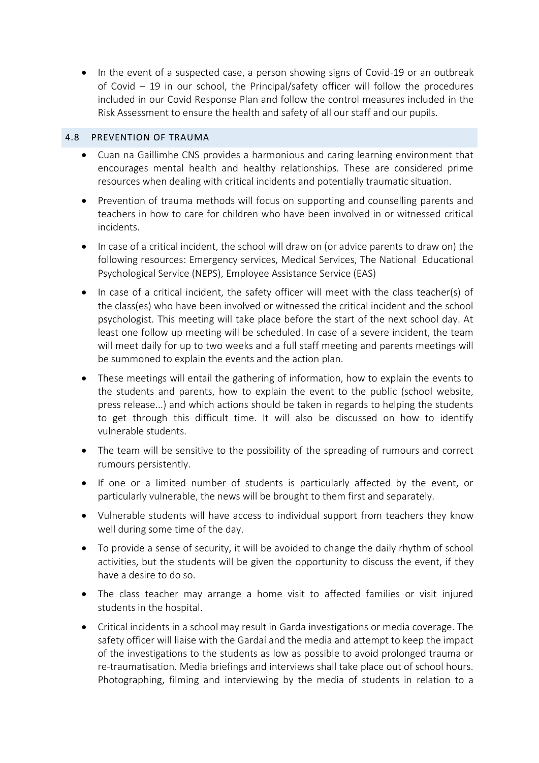- In the event of a suspected case, a person showing signs of Covid-19 or an outbreak of Covid – 19 in our school, the Principal/safety officer will follow the procedures included in our Covid Response Plan and follow the control measures included in the Risk Assessment to ensure the health and safety of all our staff and our pupils.

## 4.8 PREVENTION OF TRAUMA

- Cuan na Gaillimhe CNS provides a harmonious and caring learning environment that encourages mental health and healthy relationships. These are considered prime resources when dealing with critical incidents and potentially traumatic situation.
- Prevention of trauma methods will focus on supporting and counselling parents and teachers in how to care for children who have been involved in or witnessed critical incidents.
- In case of a critical incident, the school will draw on (or advice parents to draw on) the following resources: Emergency services, Medical Services, The National Educational Psychological Service (NEPS), Employee Assistance Service (EAS)
- In case of a critical incident, the safety officer will meet with the class teacher(s) of the class(es) who have been involved or witnessed the critical incident and the school psychologist. This meeting will take place before the start of the next school day. At least one follow up meeting will be scheduled. In case of a severe incident, the team will meet daily for up to two weeks and a full staff meeting and parents meetings will be summoned to explain the events and the action plan.
- These meetings will entail the gathering of information, how to explain the events to the students and parents, how to explain the event to the public (school website, press release...) and which actions should be taken in regards to helping the students to get through this difficult time. It will also be discussed on how to identify vulnerable students.
- The team will be sensitive to the possibility of the spreading of rumours and correct rumours persistently.
- If one or a limited number of students is particularly affected by the event, or particularly vulnerable, the news will be brought to them first and separately.
- Vulnerable students will have access to individual support from teachers they know well during some time of the day.
- To provide a sense of security, it will be avoided to change the daily rhythm of school activities, but the students will be given the opportunity to discuss the event, if they have a desire to do so.
- The class teacher may arrange a home visit to affected families or visit injured students in the hospital.
- Critical incidents in a school may result in Garda investigations or media coverage. The safety officer will liaise with the Gardaí and the media and attempt to keep the impact of the investigations to the students as low as possible to avoid prolonged trauma or re-traumatisation. Media briefings and interviews shall take place out of school hours. Photographing, filming and interviewing by the media of students in relation to a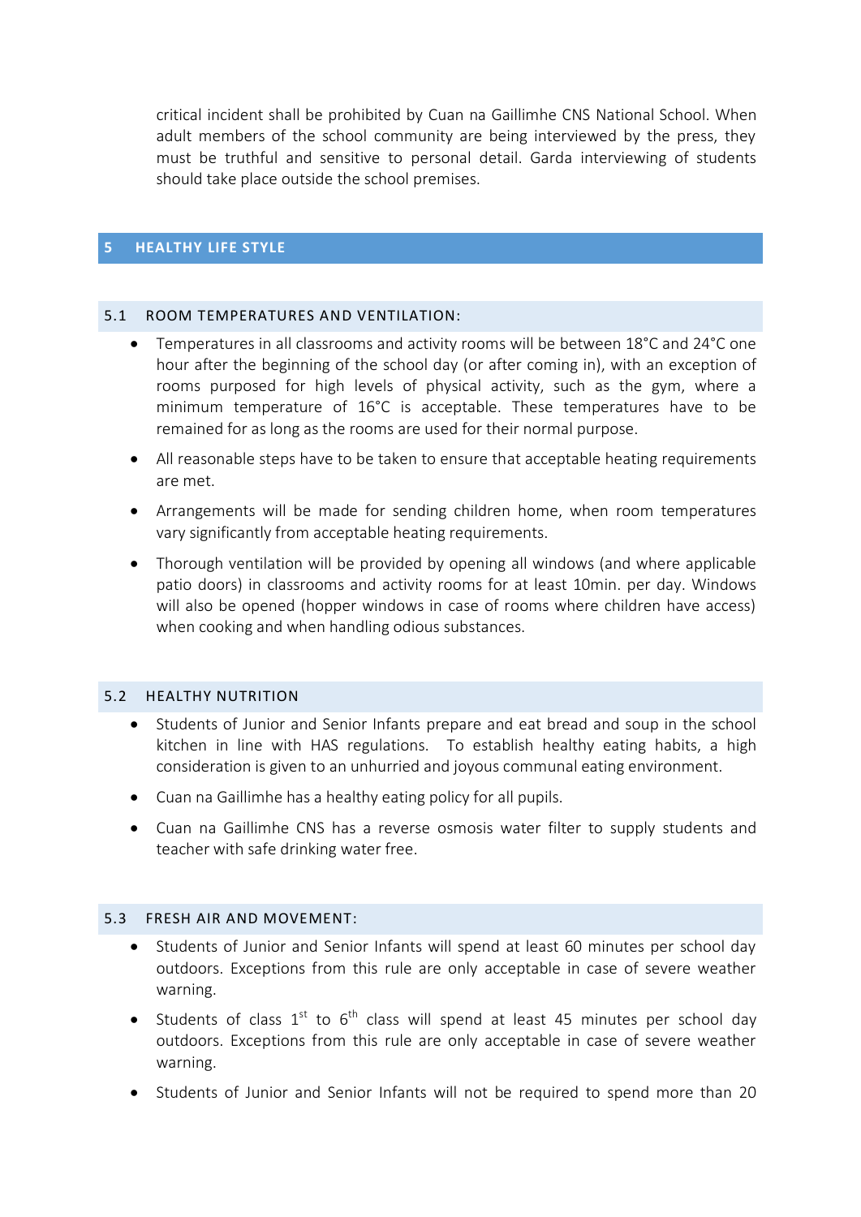critical incident shall be prohibited by Cuan na Gaillimhe CNS National School. When adult members of the school community are being interviewed by the press, they must be truthful and sensitive to personal detail. Garda interviewing of students should take place outside the school premises.

# 5 HEALTHY LIFE STYLE

## 5.1 ROOM TEMPERATURES AND VENTILATION:

- Temperatures in all classrooms and activity rooms will be between 18°C and 24°C one hour after the beginning of the school day (or after coming in), with an exception of rooms purposed for high levels of physical activity, such as the gym, where a minimum temperature of 16°C is acceptable. These temperatures have to be remained for as long as the rooms are used for their normal purpose.
- All reasonable steps have to be taken to ensure that acceptable heating requirements are met.
- Arrangements will be made for sending children home, when room temperatures vary significantly from acceptable heating requirements.
- Thorough ventilation will be provided by opening all windows (and where applicable patio doors) in classrooms and activity rooms for at least 10min. per day. Windows will also be opened (hopper windows in case of rooms where children have access) when cooking and when handling odious substances.

## 5.2 HEALTHY NUTRITION

- Students of Junior and Senior Infants prepare and eat bread and soup in the school kitchen in line with HAS regulations. To establish healthy eating habits, a high consideration is given to an unhurried and joyous communal eating environment.
- Cuan na Gaillimhe has a healthy eating policy for all pupils.
- Cuan na Gaillimhe CNS has a reverse osmosis water filter to supply students and teacher with safe drinking water free.

## 5.3 FRESH AIR AND MOVEMENT:

- Students of Junior and Senior Infants will spend at least 60 minutes per school day outdoors. Exceptions from this rule are only acceptable in case of severe weather warning.
- Students of class 1st to 6th class will spend at least 45 minutes per school day outdoors. Exceptions from this rule are only acceptable in case of severe weather warning.
- Students of Junior and Senior Infants will not be required to spend more than 20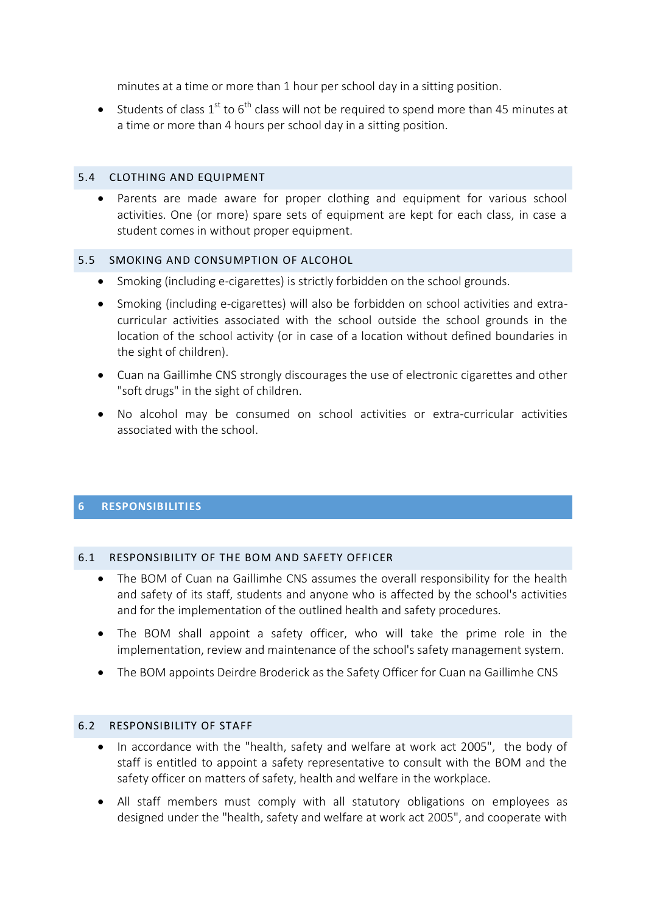minutes at a time or more than 1 hour per school day in a sitting position.

- Students of class 1st to 6th class will not be required to spend more than 45 minutes at a time or more than 4 hours per school day in a sitting position.

### 5.4 CLOTHING AND EQUIPMENT

- Parents are made aware for proper clothing and equipment for various school activities. One (or more) spare sets of equipment are kept for each class, in case a student comes in without proper equipment.

### 5.5 SMOKING AND CONSUMPTION OF ALCOHOL

- Smoking (including e-cigarettes) is strictly forbidden on the school grounds.
- Smoking (including e-cigarettes) will also be forbidden on school activities and extra-curricular activities associated with the school outside the school grounds in the location of the school activity (or in case of a location without defined boundaries in the sight of children).
- Cuan na Gaillimhe CNS strongly discourages the use of electronic cigarettes and other "soft drugs" in the sight of children.
- No alcohol may be consumed on school activities or extra-curricular activities associated with the school.

## 6 RESPONSIBILITIES

### 6.1 RESPONSIBILITY OF THE BOM AND SAFETY OFFICER

- The BOM of Cuan na Gaillimhe CNS assumes the overall responsibility for the health and safety of its staff, students and anyone who is affected by the school's activities and for the implementation of the outlined health and safety procedures.
- The BOM shall appoint a safety officer, who will take the prime role in the implementation, review and maintenance of the school's safety management system.
- The BOM appoints Deirdre Broderick as the Safety Officer for Cuan na Gaillimhe CNS

### 6.2 RESPONSIBILITY OF STAFF

- In accordance with the "health, safety and welfare at work act 2005", the body of staff is entitled to appoint a safety representative to consult with the BOM and the safety officer on matters of safety, health and welfare in the workplace.
- All staff members must comply with all statutory obligations on employees as designed under the "health, safety and welfare at work act 2005", and cooperate with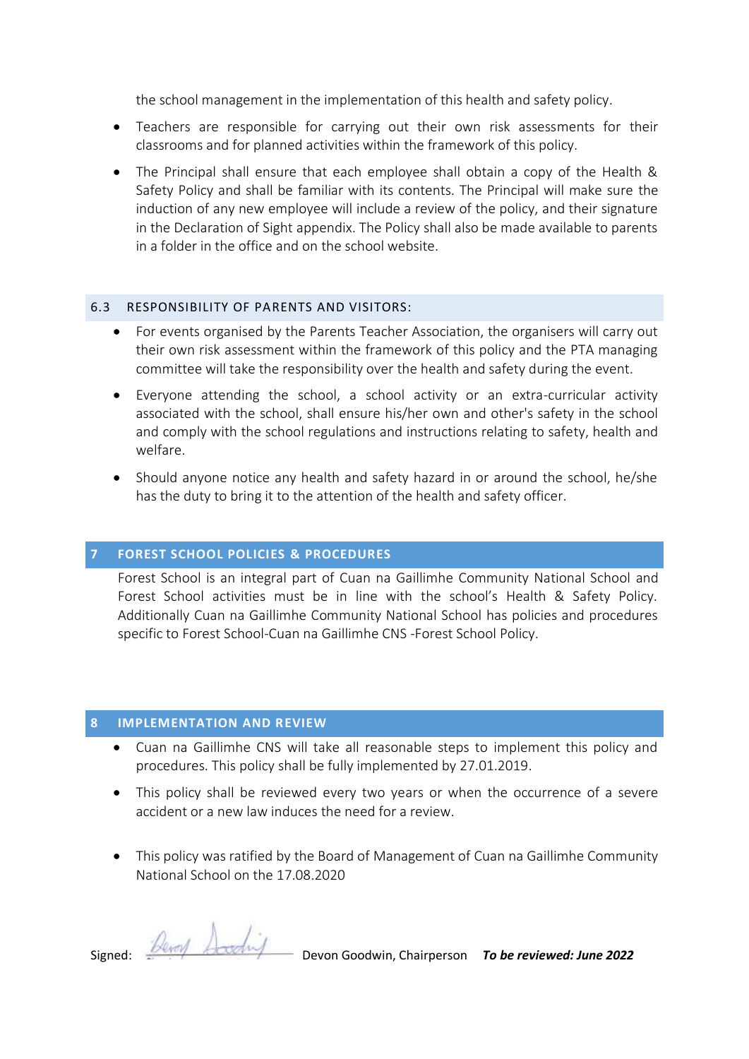the school management in the implementation of this health and safety policy.

- Teachers are responsible for carrying out their own risk assessments for their classrooms and for planned activities within the framework of this policy.
- The Principal shall ensure that each employee shall obtain a copy of the Health & Safety Policy and shall be familiar with its contents. The Principal will make sure the induction of any new employee will include a review of the policy, and their signature in the Declaration of Sight appendix. The Policy shall also be made available to parents in a folder in the office and on the school website.

### 6.3 RESPONSIBILITY OF PARENTS AND VISITORS:

- For events organised by the Parents Teacher Association, the organisers will carry out their own risk assessment within the framework of this policy and the PTA managing committee will take the responsibility over the health and safety during the event.
- Everyone attending the school, a school activity or an extra-curricular activity associated with the school, shall ensure his/her own and other's safety in the school and comply with the school regulations and instructions relating to safety, health and welfare.
- Should anyone notice any health and safety hazard in or around the school, he/she has the duty to bring it to the attention of the health and safety officer.

## 7 FOREST SCHOOL POLICIES & PROCEDURES

Forest School is an integral part of Cuan na Gaillimhe Community National School and Forest School activities must be in line with the school's Health & Safety Policy. Additionally Cuan na Gaillimhe Community National School has policies and procedures specific to Forest School-Cuan na Gaillimhe CNS -Forest School Policy.

## 8 IMPLEMENTATION AND REVIEW

- Cuan na Gaillimhe CNS will take all reasonable steps to implement this policy and procedures. This policy shall be fully implemented by 27.01.2019.
- This policy shall be reviewed every two years or when the occurrence of a severe accident or a new law induces the need for a review.
- This policy was ratified by the Board of Management of Cuan na Gaillimhe Community National School on the 17.08.2020

Signed: ______________ Devon Goodwin, Chairperson ***To be reviewed: June 2022***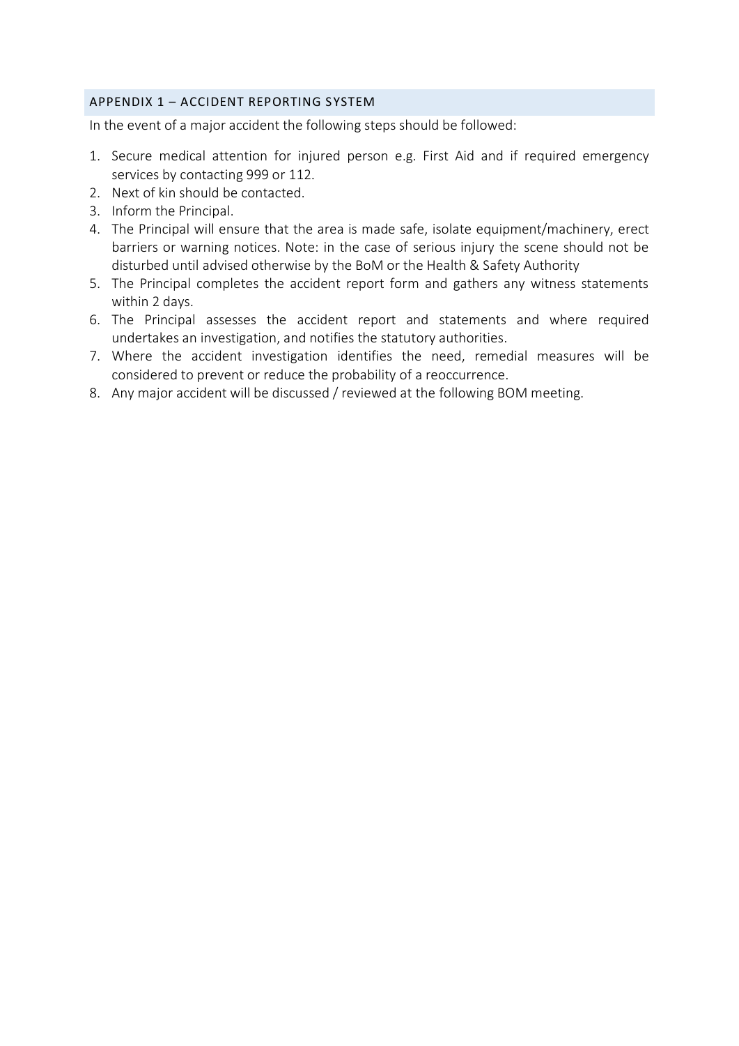## APPENDIX 1 – ACCIDENT REPORTING SYSTEM

In the event of a major accident the following steps should be followed:

1. Secure medical attention for injured person e.g. First Aid and if required emergency services by contacting 999 or 112.
2. Next of kin should be contacted.
3. Inform the Principal.
4. The Principal will ensure that the area is made safe, isolate equipment/machinery, erect barriers or warning notices. Note: in the case of serious injury the scene should not be disturbed until advised otherwise by the BoM or the Health & Safety Authority
5. The Principal completes the accident report form and gathers any witness statements within 2 days.
6. The Principal assesses the accident report and statements and where required undertakes an investigation, and notifies the statutory authorities.
7. Where the accident investigation identifies the need, remedial measures will be considered to prevent or reduce the probability of a reoccurrence.
8. Any major accident will be discussed / reviewed at the following BOM meeting.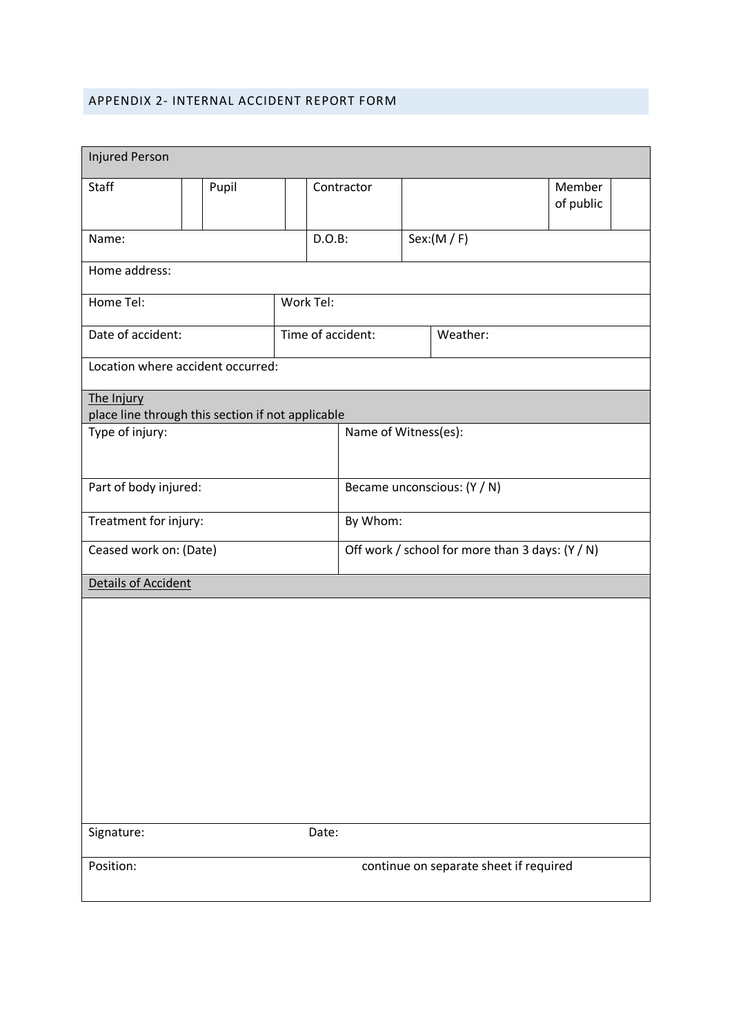## APPENDIX 2- INTERNAL ACCIDENT REPORT FORM

| Injured Person | | | | | | | |
|---|---|---|---|---|---|---|---|
| Staff | | Pupil | | Contractor | | Member of public | |
| Name: | | | | D.O.B: | Sex:(M / F) | | |
| Home address: | | | | | | | |
| Home Tel: | | | Work Tel: | | | | |
| Date of accident: | | | Time of accident: | | Weather: | | |
| Location where accident occurred: | | | | | | | |

| The Injury<br>place line through this section if not applicable | |
|---|---|
| Type of injury: | Name of Witness(es): |
| Part of body injured: | Became unconscious: (Y / N) |
| Treatment for injury: | By Whom: |
| Ceased work on: (Date) | Off work / school for more than 3 days: (Y / N) |

| Details of Accident | |
|---|---|
| | |
| Signature: | Date: |
| Position: | continue on separate sheet if required |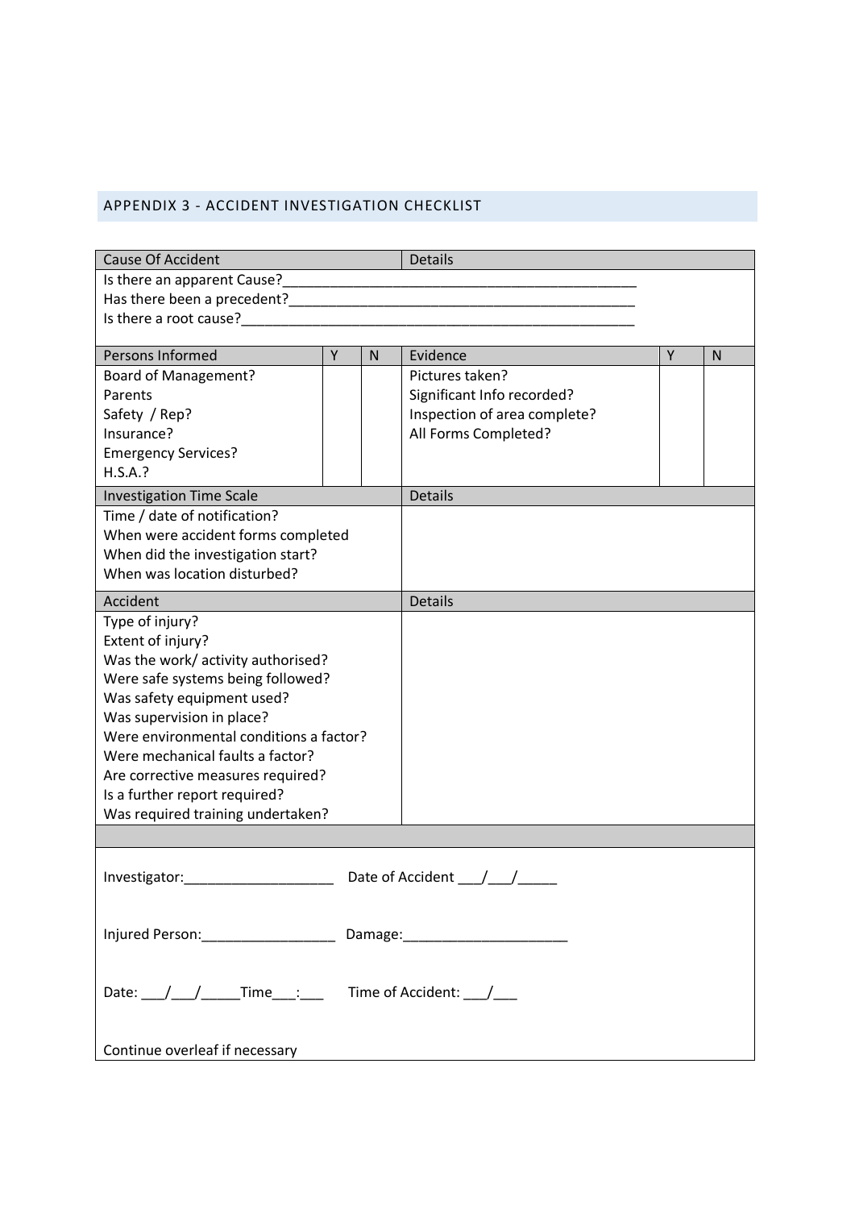## APPENDIX 3 - ACCIDENT INVESTIGATION CHECKLIST

| Cause Of Accident | | | Details | | |
|---|---|---|---|---|---|
| Is there an apparent Cause?_______________________________________________ | | | | | |
| Has there been a precedent?_______________________________________________ | | | | | |
| Is there a root cause?____________________________________________________ | | | | | |
| **Persons Informed** | **Y** | **N** | **Evidence** | **Y** | **N** |
| Board of Management? | | | Pictures taken? | | |
| Parents | | | Significant Info recorded? | | |
| Safety / Rep? | | | Inspection of area complete? | | |
| Insurance? | | | All Forms Completed? | | |
| Emergency Services? | | | | | |
| H.S.A.? | | | | | |

| Investigation Time Scale | Details |
|---|---|
| Time / date of notification?<br>When were accident forms completed<br>When did the investigation start?<br>When was location disturbed? | |

| Accident | Details |
|---|---|
| Type of injury?<br>Extent of injury?<br>Was the work/ activity authorised?<br>Were safe systems being followed?<br>Was safety equipment used?<br>Was supervision in place?<br>Were environmental conditions a factor?<br>Were mechanical faults a factor?<br>Are corrective measures required?<br>Is a further report required?<br>Was required training undertaken? | |

Investigator:____________________ Date of Accident ___/___/_____

Injured Person:_________________ Damage:_____________________

Date: ___/___/_____Time___:___ Time of Accident: ___/___

Continue overleaf if necessary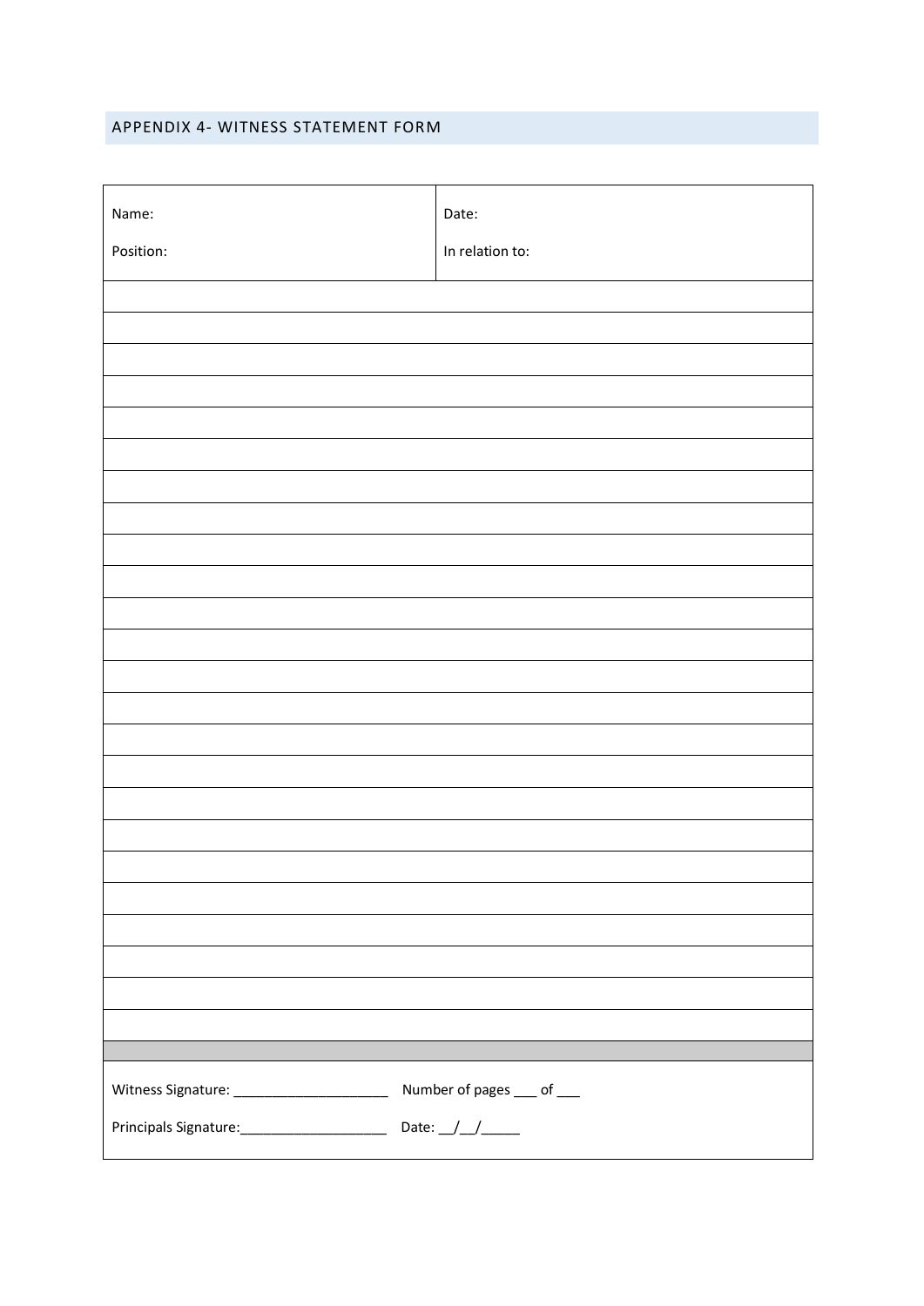## APPENDIX 4- WITNESS STATEMENT FORM

| | |
|---|---|
| Name:<br><br>Position: | Date:<br><br>In relation to: |
| | |
| | |
| | |
| | |
| | |
| | |
| | |
| | |
| | |
| | |
| | |
| | |
| | |
| | |
| | |
| | |
| | |
| | |
| | |
| | |
| | |
| | |
| | |
| | |
| | |
| Witness Signature: ____________________ Number of pages ___ of ___<br><br>Principals Signature:___________________ Date: __/__/_____ | |